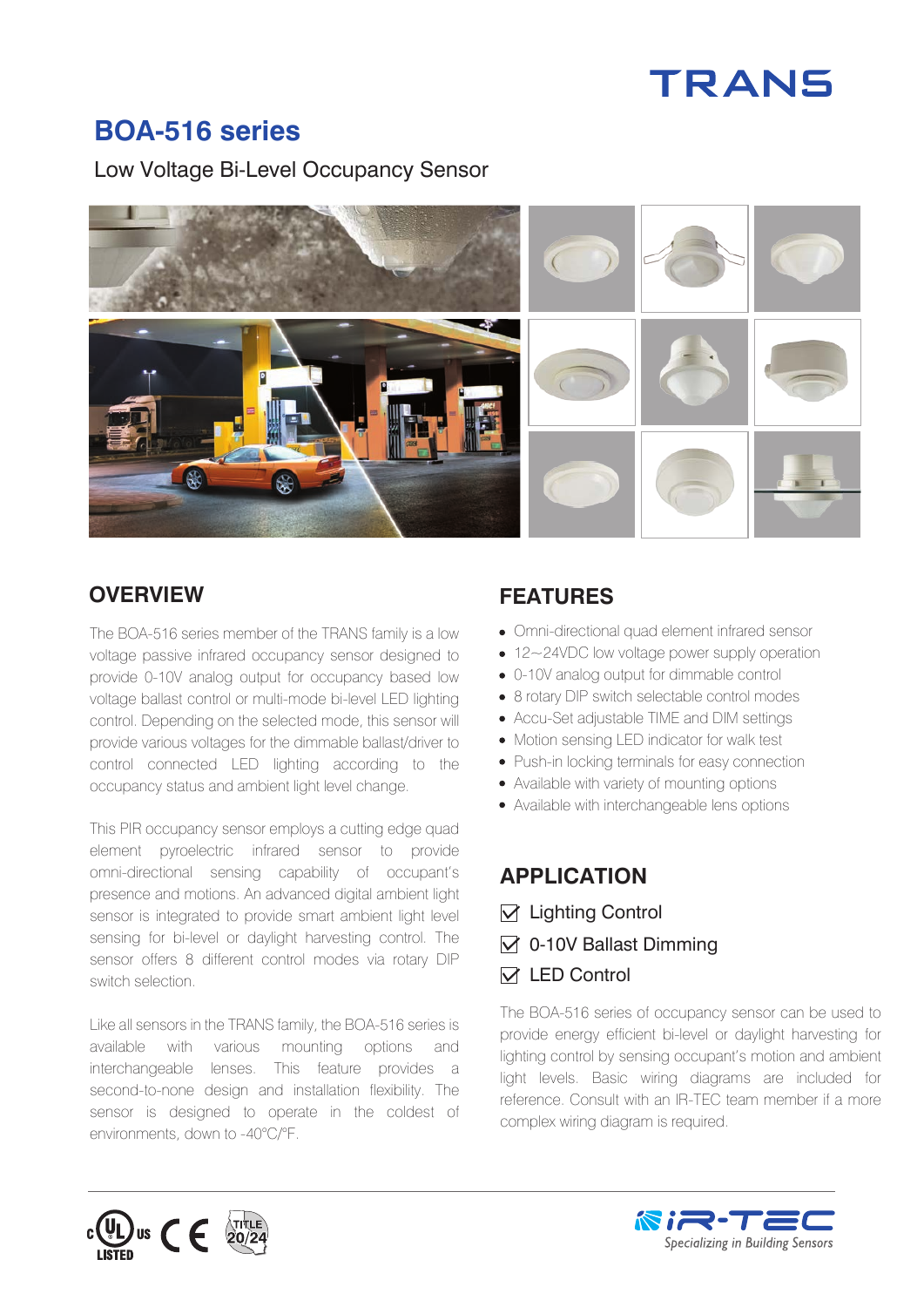TRANS

# BOA-516 series

Low Voltage Bi-Level Occupancy Sensor

## OVERVIEW

The BOA-516 series member of the TRANS family is a low voltage passive infrared occupancy sensor designed to provide 0-10V analog output for occupancy based low voltage ballast control or multi-mode bi-level LED lighting control. Depending on the selected mode, this sensor will provide various voltages for the dimmable ballast/driver to control connected LED lighting according to the occupancy status and ambient light level change.

This PIR occupancy sensor employs a cutting edge quad element pyroelectric infrared sensor to provide omni-directional sensing capability of occupant's presence and motions. An advanced digital ambient light sensor is integrated to provide smart ambient light level sensing for bi-level or daylight harvesting control. The sensor offers 8 different control modes via rotary DIP switch selection.

Like all sensors in the TRANS family, the BOA-516 series is available with various mounting options and interchangeable lenses. This feature provides a second-to-none design and installation flexibility. The sensor is designed to operate in the coldest of environments, down to -40°C/°F.

## FEATURES

- Omni-directional quad element infrared sensor
- 12~24VDC low voltage power supply operation
- 0-10V analog output for dimmable control
- 8 rotary DIP switch selectable control modes
- Accu-Set adjustable TIME and DIM settings
- Motion sensing LED indicator for walk test
- Push-in locking terminals for easy connection
- Available with variety of mounting options
- Available with interchangeable lens options

## APPLICATION

- ☑ Lighting Control
- ☑ 0-10V Ballast Dimming
- ☑ LED Control

The BOA-516 series of occupancy sensor can be used to provide energy efficient bi-level or daylight harvesting for lighting control by sensing occupant's motion and ambient light levels. Basic wiring diagrams are included for reference. Consult with an IR-TEC team member if a more complex wiring diagram is required.

c UL US LISTED · CE · TITLE 20/24

iR-TEC — Specializing in Building Sensors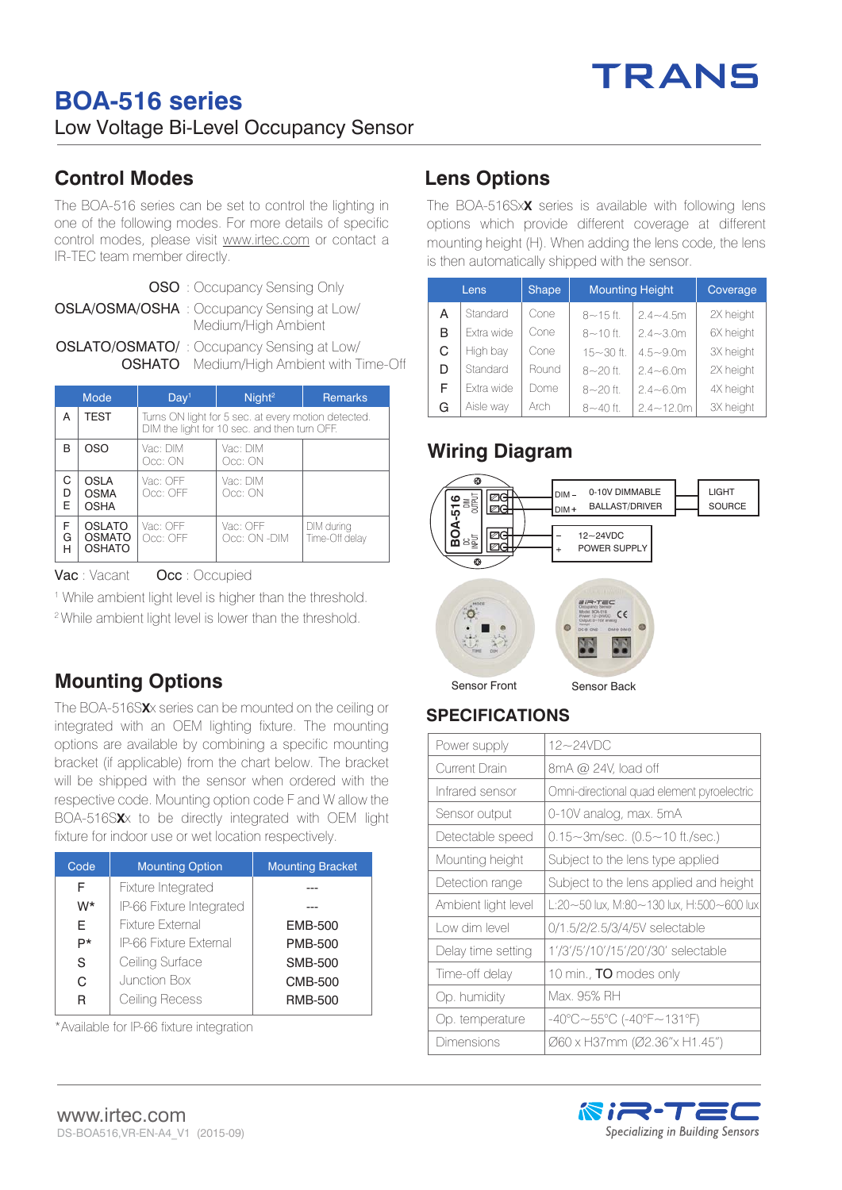# BOA-516 series

Low Voltage Bi-Level Occupancy Sensor

## Control Modes

The BOA-516 series can be set to control the lighting in one of the following modes. For more details of specific control modes, please visit www.irtec.com or contact a IR-TEC team member directly.

**OSO** : Occupancy Sensing Only

**OSLA/OSMA/OSHA** : Occupancy Sensing at Low/Medium/High Ambient

**OSLATO/OSMATO/OSHATO** : Occupancy Sensing at Low/Medium/High Ambient with Time-Off

| | Mode | Day[1] | Night[2] | Remarks |
|---|---|---|---|---|
| A | TEST | Turns ON light for 5 sec. at every motion detected. DIM the light for 10 sec. and then turn OFF. | | |
| B | OSO | Vac: DIM<br>Occ: ON | Vac: DIM<br>Occ: ON | |
| C<br>D<br>E | OSLA<br>OSMA<br>OSHA | Vac: OFF<br>Occ: OFF | Vac: DIM<br>Occ: ON | |
| F<br>G<br>H | OSLATO<br>OSMATO<br>OSHATO | Vac: OFF<br>Occ: OFF | Vac: OFF<br>Occ: ON -DIM | DIM during Time-Off delay |

**Vac** : Vacant  **Occ** : Occupied

[1] While ambient light level is higher than the threshold.

[2] While ambient light level is lower than the threshold.

## Mounting Options

The BOA-516S**X**x series can be mounted on the ceiling or integrated with an OEM lighting fixture. The mounting options are available by combining a specific mounting bracket (if applicable) from the chart below. The bracket will be shipped with the sensor when ordered with the respective code. Mounting option code F and W allow the BOA-516S**X**x to be directly integrated with OEM light fixture for indoor use or wet location respectively.

| Code | Mounting Option | Mounting Bracket |
|---|---|---|
| F | Fixture Integrated | --- |
| W* | IP-66 Fixture Integrated | --- |
| E | Fixture External | EMB-500 |
| P* | IP-66 Fixture External | PMB-500 |
| S | Ceiling Surface | SMB-500 |
| C | Junction Box | CMB-500 |
| R | Ceiling Recess | RMB-500 |

*Available for IP-66 fixture integration

## Lens Options

The BOA-516Sx**X** series is available with following lens options which provide different coverage at different mounting height (H). When adding the lens code, the lens is then automatically shipped with the sensor.

| | Lens | Shape | Mounting Height | | Coverage |
|---|---|---|---|---|---|
| A | Standard | Cone | 8~15 ft. | 2.4~4.5m | 2X height |
| B | Extra wide | Cone | 8~10 ft. | 2.4~3.0m | 6X height |
| C | High bay | Cone | 15~30 ft. | 4.5~9.0m | 3X height |
| D | Standard | Round | 8~20 ft. | 2.4~6.0m | 2X height |
| F | Extra wide | Dome | 8~20 ft. | 2.4~6.0m | 4X height |
| G | Aisle way | Arch | 8~40 ft. | 2.4~12.0m | 3X height |

## Wiring Diagram

BOA-516
DIM OUTPUT
DC INPUT
DIM –
DIM +
0-10V DIMMABLE BALLAST/DRIVER
LIGHT SOURCE
–
+
12~24VDC POWER SUPPLY

Sensor Front    Sensor Back

## SPECIFICATIONS

| | |
|---|---|
| Power supply | 12~24VDC |
| Current Drain | 8mA @ 24V, load off |
| Infrared sensor | Omni-directional quad element pyroelectric |
| Sensor output | 0-10V analog, max. 5mA |
| Detectable speed | 0.15~3m/sec. (0.5~10 ft./sec.) |
| Mounting height | Subject to the lens type applied |
| Detection range | Subject to the lens applied and height |
| Ambient light level | L:20~50 lux, M:80~130 lux, H:500~600 lux |
| Low dim level | 0/1.5/2/2.5/3/4/5V selectable |
| Delay time setting | 1'/3'/5'/10'/15'/20'/30' selectable |
| Time-off delay | 10 min., **TO** modes only |
| Op. humidity | Max. 95% RH |
| Op. temperature | -40°C~55°C (-40°F~131°F) |
| Dimensions | Ø60 x H37mm (Ø2.36"x H1.45") |

www.irtec.com

DS-BOA516,VR-EN-A4_V1 (2015-09)

IR-TEC Specializing in Building Sensors